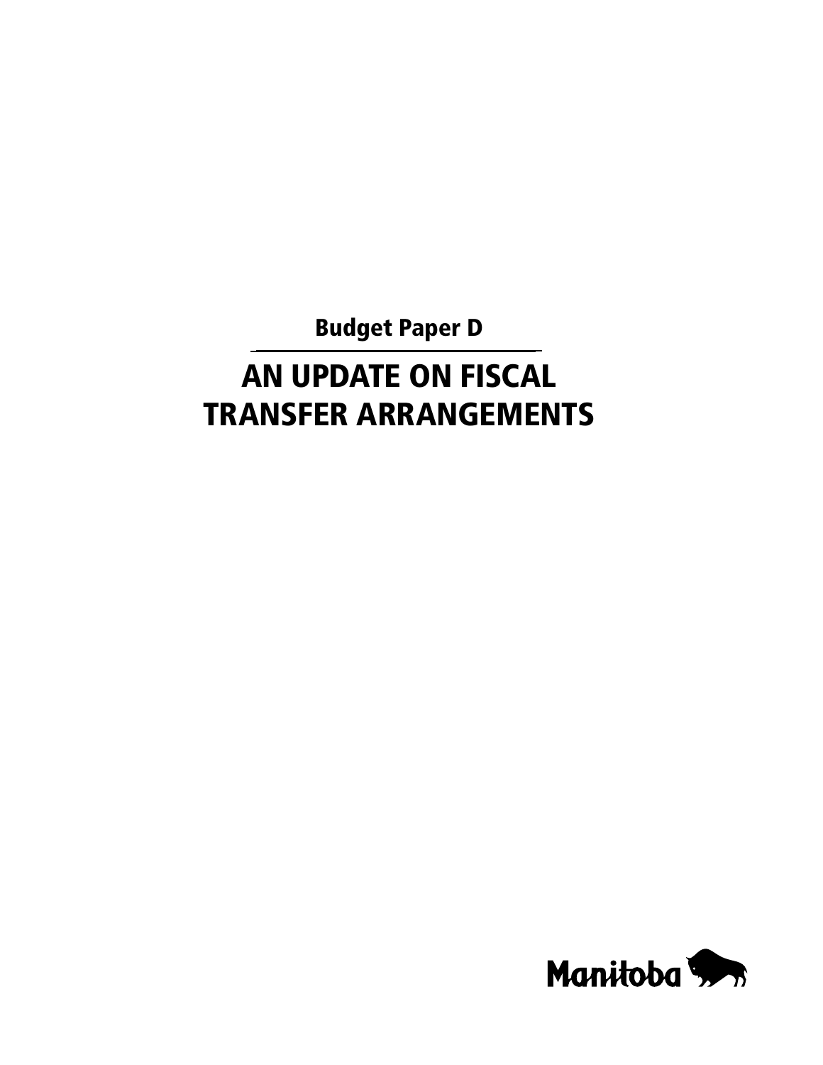Budget Paper D

# AN UPDATE ON FISCAL TRANSFER ARRANGEMENTS

Manitoba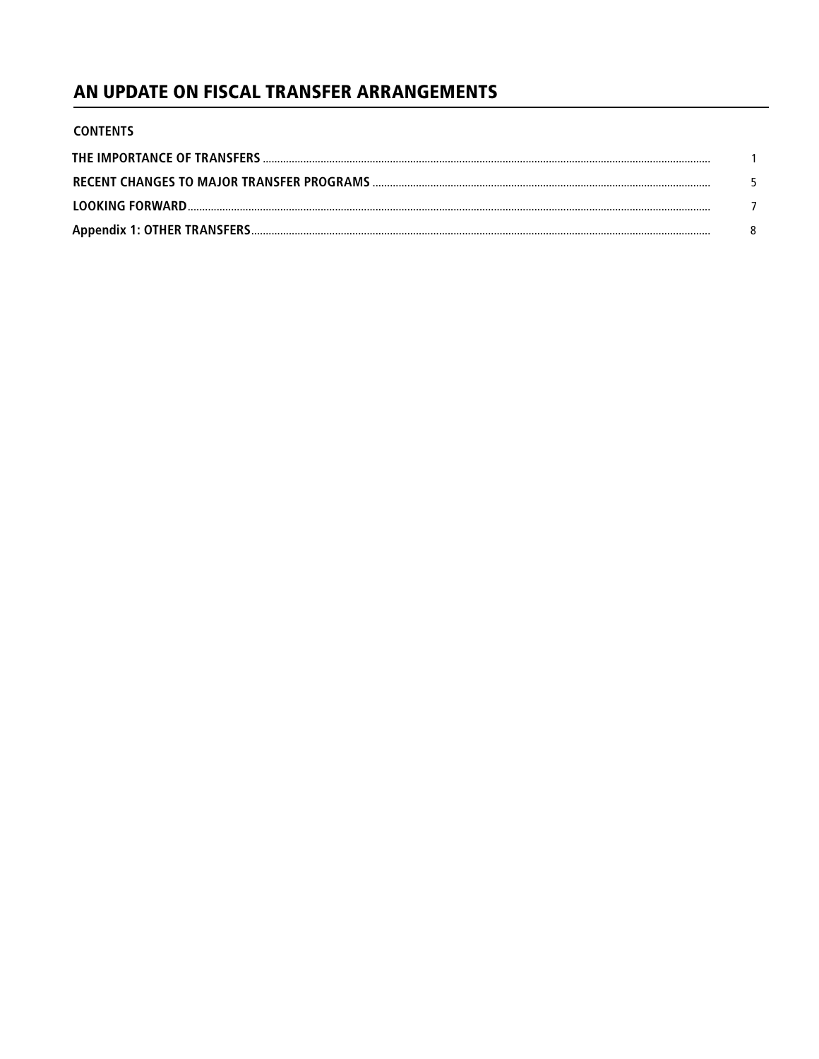# AN UPDATE ON FISCAL TRANSFER ARRANGEMENTS

**CONTENTS**

| | |
|---|---|
| **THE IMPORTANCE OF TRANSFERS** | 1 |
| **RECENT CHANGES TO MAJOR TRANSFER PROGRAMS** | 5 |
| **LOOKING FORWARD** | 7 |
| **Appendix 1: OTHER TRANSFERS** | 8 |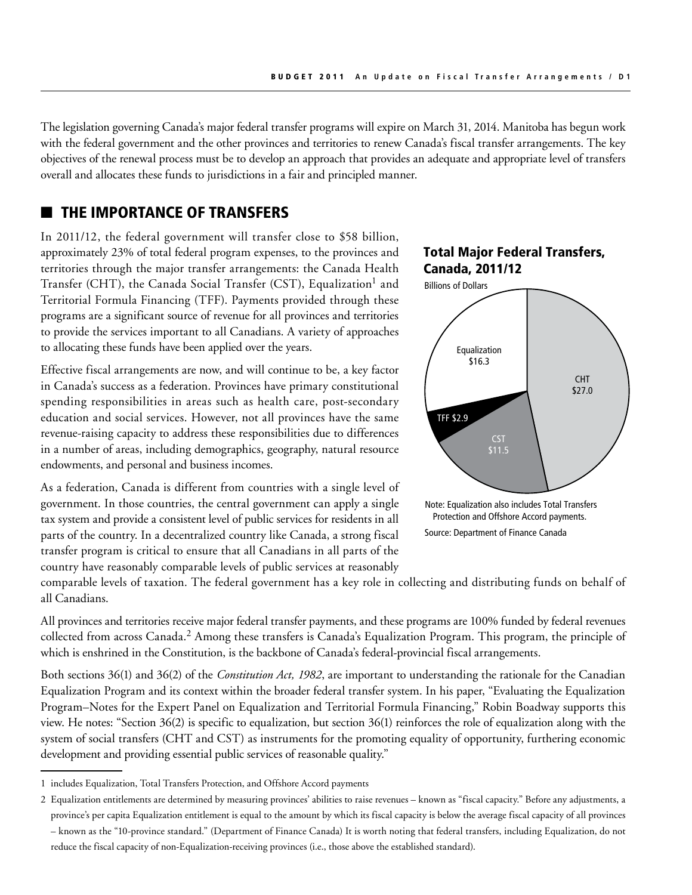The legislation governing Canada's major federal transfer programs will expire on March 31, 2014. Manitoba has begun work with the federal government and the other provinces and territories to renew Canada's fiscal transfer arrangements. The key objectives of the renewal process must be to develop an approach that provides an adequate and appropriate level of transfers overall and allocates these funds to jurisdictions in a fair and principled manner.

## THE IMPORTANCE OF TRANSFERS

In 2011/12, the federal government will transfer close to $58 billion, approximately 23% of total federal program expenses, to the provinces and territories through the major transfer arrangements: the Canada Health Transfer (CHT), the Canada Social Transfer (CST), Equalization[1] and Territorial Formula Financing (TFF). Payments provided through these programs are a significant source of revenue for all provinces and territories to provide the services important to all Canadians. A variety of approaches to allocating these funds have been applied over the years.

**Total Major Federal Transfers, Canada, 2011/12**

Billions of Dollars

| Transfer | Billions of Dollars |
| --- | --- |
| CHT | $27.0 |
| Equalization | $16.3 |
| CST | $11.5 |
| TFF | $2.9 |

Note: Equalization also includes Total Transfers Protection and Offshore Accord payments.

Source: Department of Finance Canada

Effective fiscal arrangements are now, and will continue to be, a key factor in Canada's success as a federation. Provinces have primary constitutional spending responsibilities in areas such as health care, post-secondary education and social services. However, not all provinces have the same revenue-raising capacity to address these responsibilities due to differences in a number of areas, including demographics, geography, natural resource endowments, and personal and business incomes.

As a federation, Canada is different from countries with a single level of government. In those countries, the central government can apply a single tax system and provide a consistent level of public services for residents in all parts of the country. In a decentralized country like Canada, a strong fiscal transfer program is critical to ensure that all Canadians in all parts of the country have reasonably comparable levels of public services at reasonably comparable levels of taxation. The federal government has a key role in collecting and distributing funds on behalf of all Canadians.

All provinces and territories receive major federal transfer payments, and these programs are 100% funded by federal revenues collected from across Canada.[2] Among these transfers is Canada's Equalization Program. This program, the principle of which is enshrined in the Constitution, is the backbone of Canada's federal-provincial fiscal arrangements.

Both sections 36(1) and 36(2) of the *Constitution Act, 1982*, are important to understanding the rationale for the Canadian Equalization Program and its context within the broader federal transfer system. In his paper, "Evaluating the Equalization Program–Notes for the Expert Panel on Equalization and Territorial Formula Financing," Robin Boadway supports this view. He notes: "Section 36(2) is specific to equalization, but section 36(1) reinforces the role of equalization along with the system of social transfers (CHT and CST) as instruments for the promoting equality of opportunity, furthering economic development and providing essential public services of reasonable quality."

---

1 includes Equalization, Total Transfers Protection, and Offshore Accord payments

2 Equalization entitlements are determined by measuring provinces' abilities to raise revenues – known as "fiscal capacity." Before any adjustments, a province's per capita Equalization entitlement is equal to the amount by which its fiscal capacity is below the average fiscal capacity of all provinces – known as the "10-province standard." (Department of Finance Canada) It is worth noting that federal transfers, including Equalization, do not reduce the fiscal capacity of non-Equalization-receiving provinces (i.e., those above the established standard).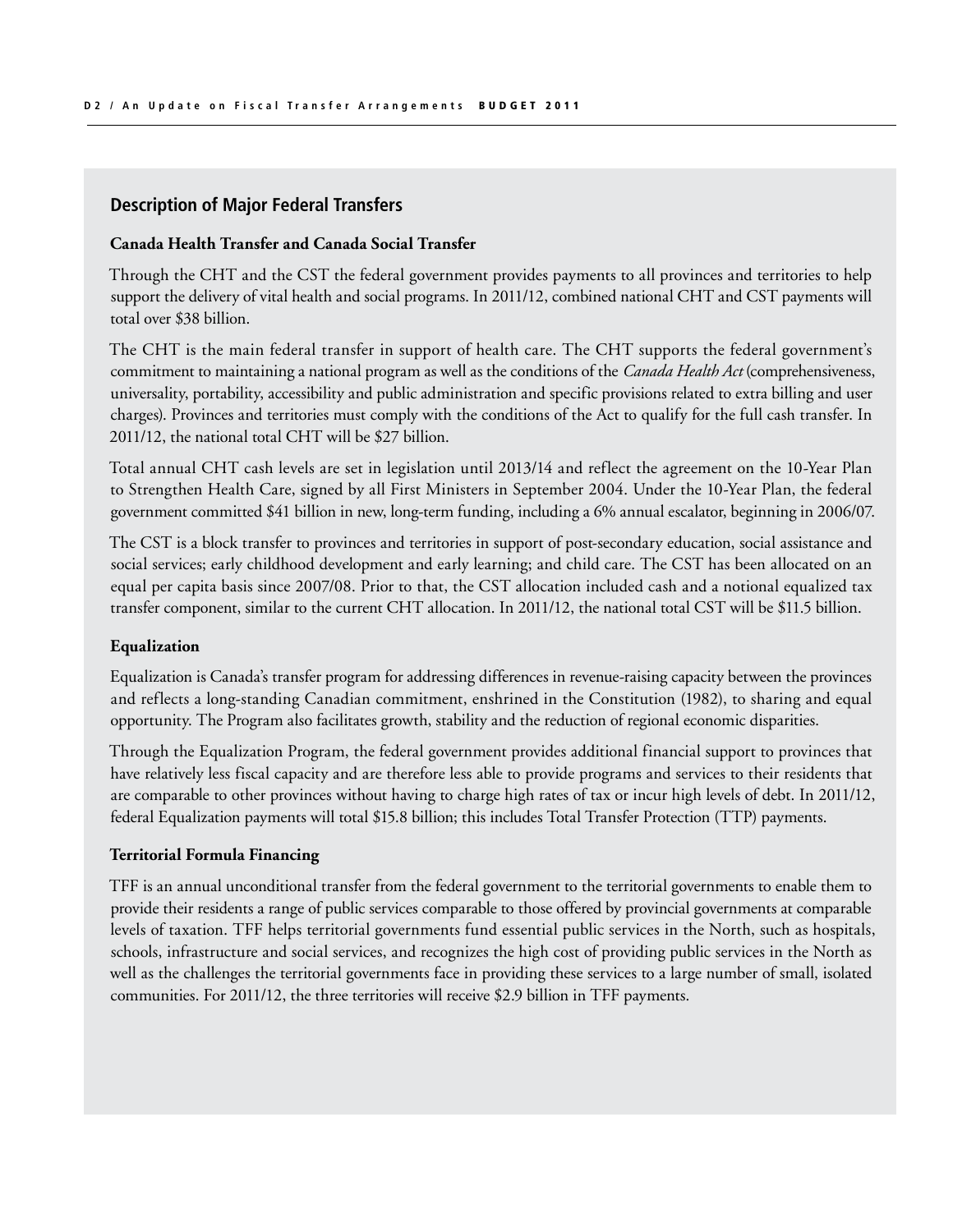## Description of Major Federal Transfers

**Canada Health Transfer and Canada Social Transfer**

Through the CHT and the CST the federal government provides payments to all provinces and territories to help support the delivery of vital health and social programs. In 2011/12, combined national CHT and CST payments will total over $38 billion.

The CHT is the main federal transfer in support of health care. The CHT supports the federal government's commitment to maintaining a national program as well as the conditions of the *Canada Health Act* (comprehensiveness, universality, portability, accessibility and public administration and specific provisions related to extra billing and user charges). Provinces and territories must comply with the conditions of the Act to qualify for the full cash transfer. In 2011/12, the national total CHT will be $27 billion.

Total annual CHT cash levels are set in legislation until 2013/14 and reflect the agreement on the 10-Year Plan to Strengthen Health Care, signed by all First Ministers in September 2004. Under the 10-Year Plan, the federal government committed $41 billion in new, long-term funding, including a 6% annual escalator, beginning in 2006/07.

The CST is a block transfer to provinces and territories in support of post-secondary education, social assistance and social services; early childhood development and early learning; and child care. The CST has been allocated on an equal per capita basis since 2007/08. Prior to that, the CST allocation included cash and a notional equalized tax transfer component, similar to the current CHT allocation. In 2011/12, the national total CST will be $11.5 billion.

**Equalization**

Equalization is Canada's transfer program for addressing differences in revenue-raising capacity between the provinces and reflects a long-standing Canadian commitment, enshrined in the Constitution (1982), to sharing and equal opportunity. The Program also facilitates growth, stability and the reduction of regional economic disparities.

Through the Equalization Program, the federal government provides additional financial support to provinces that have relatively less fiscal capacity and are therefore less able to provide programs and services to their residents that are comparable to other provinces without having to charge high rates of tax or incur high levels of debt. In 2011/12, federal Equalization payments will total $15.8 billion; this includes Total Transfer Protection (TTP) payments.

**Territorial Formula Financing**

TFF is an annual unconditional transfer from the federal government to the territorial governments to enable them to provide their residents a range of public services comparable to those offered by provincial governments at comparable levels of taxation. TFF helps territorial governments fund essential public services in the North, such as hospitals, schools, infrastructure and social services, and recognizes the high cost of providing public services in the North as well as the challenges the territorial governments face in providing these services to a large number of small, isolated communities. For 2011/12, the three territories will receive $2.9 billion in TFF payments.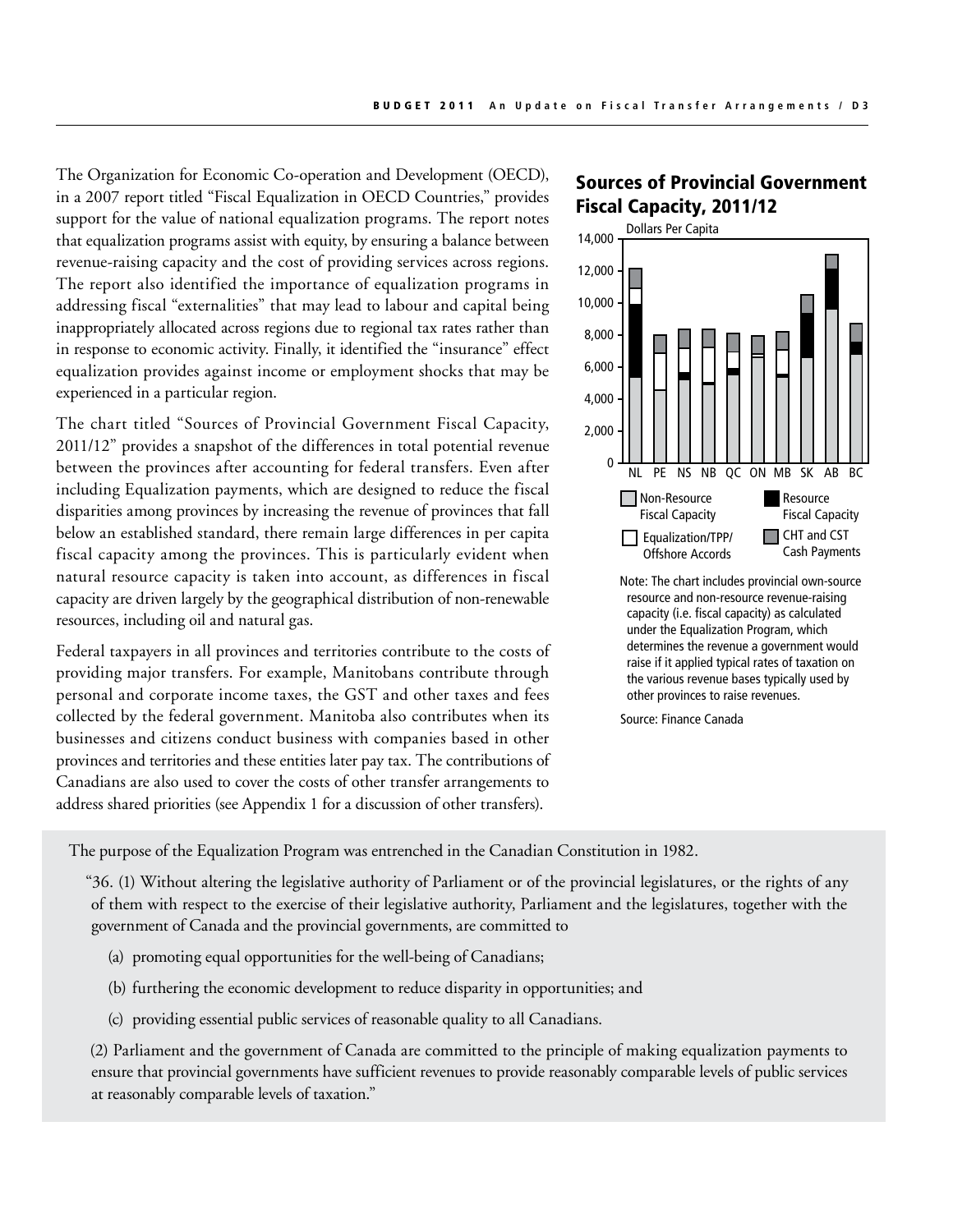The Organization for Economic Co-operation and Development (OECD), in a 2007 report titled "Fiscal Equalization in OECD Countries," provides support for the value of national equalization programs. The report notes that equalization programs assist with equity, by ensuring a balance between revenue-raising capacity and the cost of providing services across regions. The report also identified the importance of equalization programs in addressing fiscal "externalities" that may lead to labour and capital being inappropriately allocated across regions due to regional tax rates rather than in response to economic activity. Finally, it identified the "insurance" effect equalization provides against income or employment shocks that may be experienced in a particular region.

The chart titled "Sources of Provincial Government Fiscal Capacity, 2011/12" provides a snapshot of the differences in total potential revenue between the provinces after accounting for federal transfers. Even after including Equalization payments, which are designed to reduce the fiscal disparities among provinces by increasing the revenue of provinces that fall below an established standard, there remain large differences in per capita fiscal capacity among the provinces. This is particularly evident when natural resource capacity is taken into account, as differences in fiscal capacity are driven largely by the geographical distribution of non-renewable resources, including oil and natural gas.

Federal taxpayers in all provinces and territories contribute to the costs of providing major transfers. For example, Manitobans contribute through personal and corporate income taxes, the GST and other taxes and fees collected by the federal government. Manitoba also contributes when its businesses and citizens conduct business with companies based in other provinces and territories and these entities later pay tax. The contributions of Canadians are also used to cover the costs of other transfer arrangements to address shared priorities (see Appendix 1 for a discussion of other transfers).

## Sources of Provincial Government Fiscal Capacity, 2011/12

Dollars Per Capita

Legend: Non-Resource Fiscal Capacity; Resource Fiscal Capacity; Equalization/TPP/Offshore Accords; CHT and CST Cash Payments

Provinces: NL, PE, NS, NB, QC, ON, MB, SK, AB, BC

Note: The chart includes provincial own-source resource and non-resource revenue-raising capacity (i.e. fiscal capacity) as calculated under the Equalization Program, which determines the revenue a government would raise if it applied typical rates of taxation on the various revenue bases typically used by other provinces to raise revenues.

Source: Finance Canada

The purpose of the Equalization Program was entrenched in the Canadian Constitution in 1982.

> "36. (1) Without altering the legislative authority of Parliament or of the provincial legislatures, or the rights of any of them with respect to the exercise of their legislative authority, Parliament and the legislatures, together with the government of Canada and the provincial governments, are committed to
>
> (a) promoting equal opportunities for the well-being of Canadians;
>
> (b) furthering the economic development to reduce disparity in opportunities; and
>
> (c) providing essential public services of reasonable quality to all Canadians.
>
> (2) Parliament and the government of Canada are committed to the principle of making equalization payments to ensure that provincial governments have sufficient revenues to provide reasonably comparable levels of public services at reasonably comparable levels of taxation."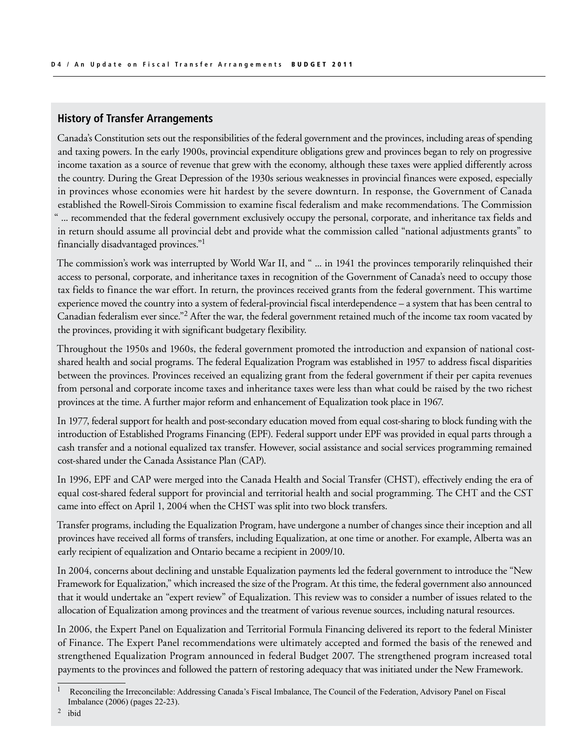## History of Transfer Arrangements

Canada's Constitution sets out the responsibilities of the federal government and the provinces, including areas of spending and taxing powers. In the early 1900s, provincial expenditure obligations grew and provinces began to rely on progressive income taxation as a source of revenue that grew with the economy, although these taxes were applied differently across the country. During the Great Depression of the 1930s serious weaknesses in provincial finances were exposed, especially in provinces whose economies were hit hardest by the severe downturn. In response, the Government of Canada established the Rowell-Sirois Commission to examine fiscal federalism and make recommendations. The Commission " ... recommended that the federal government exclusively occupy the personal, corporate, and inheritance tax fields and in return should assume all provincial debt and provide what the commission called "national adjustments grants" to financially disadvantaged provinces."[1]

The commission's work was interrupted by World War II, and " ... in 1941 the provinces temporarily relinquished their access to personal, corporate, and inheritance taxes in recognition of the Government of Canada's need to occupy those tax fields to finance the war effort. In return, the provinces received grants from the federal government. This wartime experience moved the country into a system of federal-provincial fiscal interdependence – a system that has been central to Canadian federalism ever since."[2] After the war, the federal government retained much of the income tax room vacated by the provinces, providing it with significant budgetary flexibility.

Throughout the 1950s and 1960s, the federal government promoted the introduction and expansion of national cost-shared health and social programs. The federal Equalization Program was established in 1957 to address fiscal disparities between the provinces. Provinces received an equalizing grant from the federal government if their per capita revenues from personal and corporate income taxes and inheritance taxes were less than what could be raised by the two richest provinces at the time. A further major reform and enhancement of Equalization took place in 1967.

In 1977, federal support for health and post-secondary education moved from equal cost-sharing to block funding with the introduction of Established Programs Financing (EPF). Federal support under EPF was provided in equal parts through a cash transfer and a notional equalized tax transfer. However, social assistance and social services programming remained cost-shared under the Canada Assistance Plan (CAP).

In 1996, EPF and CAP were merged into the Canada Health and Social Transfer (CHST), effectively ending the era of equal cost-shared federal support for provincial and territorial health and social programming. The CHT and the CST came into effect on April 1, 2004 when the CHST was split into two block transfers.

Transfer programs, including the Equalization Program, have undergone a number of changes since their inception and all provinces have received all forms of transfers, including Equalization, at one time or another. For example, Alberta was an early recipient of equalization and Ontario became a recipient in 2009/10.

In 2004, concerns about declining and unstable Equalization payments led the federal government to introduce the "New Framework for Equalization," which increased the size of the Program. At this time, the federal government also announced that it would undertake an "expert review" of Equalization. This review was to consider a number of issues related to the allocation of Equalization among provinces and the treatment of various revenue sources, including natural resources.

In 2006, the Expert Panel on Equalization and Territorial Formula Financing delivered its report to the federal Minister of Finance. The Expert Panel recommendations were ultimately accepted and formed the basis of the renewed and strengthened Equalization Program announced in federal Budget 2007. The strengthened program increased total payments to the provinces and followed the pattern of restoring adequacy that was initiated under the New Framework.

---

[1] Reconciling the Irreconcilable: Addressing Canada's Fiscal Imbalance, The Council of the Federation, Advisory Panel on Fiscal Imbalance (2006) (pages 22-23).

[2] ibid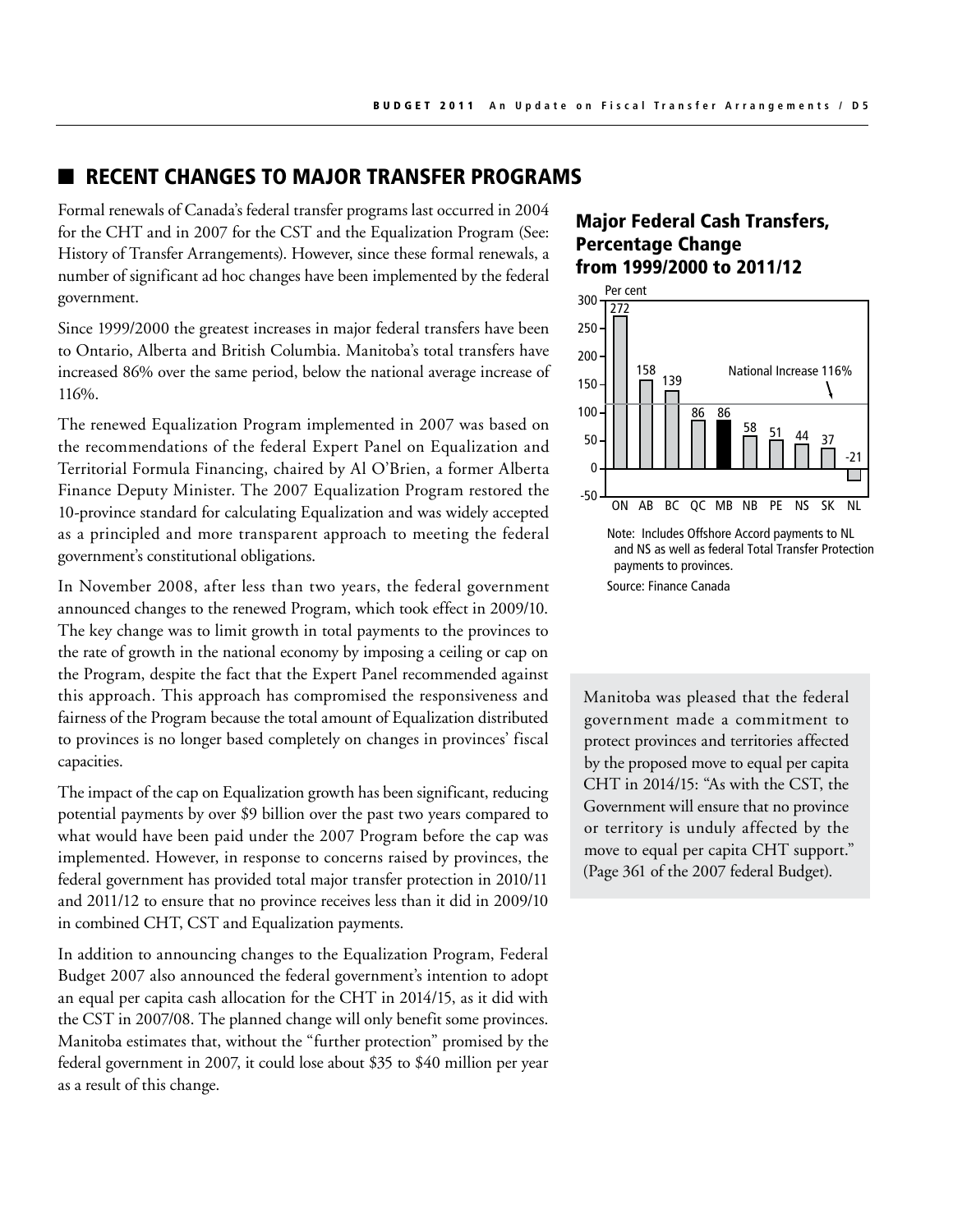## RECENT CHANGES TO MAJOR TRANSFER PROGRAMS

Formal renewals of Canada's federal transfer programs last occurred in 2004 for the CHT and in 2007 for the CST and the Equalization Program (See: History of Transfer Arrangements). However, since these formal renewals, a number of significant ad hoc changes have been implemented by the federal government.

Since 1999/2000 the greatest increases in major federal transfers have been to Ontario, Alberta and British Columbia. Manitoba's total transfers have increased 86% over the same period, below the national average increase of 116%.

The renewed Equalization Program implemented in 2007 was based on the recommendations of the federal Expert Panel on Equalization and Territorial Formula Financing, chaired by Al O'Brien, a former Alberta Finance Deputy Minister. The 2007 Equalization Program restored the 10-province standard for calculating Equalization and was widely accepted as a principled and more transparent approach to meeting the federal government's constitutional obligations.

In November 2008, after less than two years, the federal government announced changes to the renewed Program, which took effect in 2009/10. The key change was to limit growth in total payments to the provinces to the rate of growth in the national economy by imposing a ceiling or cap on the Program, despite the fact that the Expert Panel recommended against this approach. This approach has compromised the responsiveness and fairness of the Program because the total amount of Equalization distributed to provinces is no longer based completely on changes in provinces' fiscal capacities.

The impact of the cap on Equalization growth has been significant, reducing potential payments by over $9 billion over the past two years compared to what would have been paid under the 2007 Program before the cap was implemented. However, in response to concerns raised by provinces, the federal government has provided total major transfer protection in 2010/11 and 2011/12 to ensure that no province receives less than it did in 2009/10 in combined CHT, CST and Equalization payments.

In addition to announcing changes to the Equalization Program, Federal Budget 2007 also announced the federal government's intention to adopt an equal per capita cash allocation for the CHT in 2014/15, as it did with the CST in 2007/08. The planned change will only benefit some provinces. Manitoba estimates that, without the "further protection" promised by the federal government in 2007, it could lose about $35 to $40 million per year as a result of this change.

### Major Federal Cash Transfers, Percentage Change from 1999/2000 to 2011/12

Per cent

| ON | AB | BC | QC | MB | NB | PE | NS | SK | NL |
|---|---|---|---|---|---|---|---|---|---|
| 272 | 158 | 139 | 86 | 86 | 58 | 51 | 44 | 37 | -21 |

National Increase 116%

Note: Includes Offshore Accord payments to NL and NS as well as federal Total Transfer Protection payments to provinces.

Source: Finance Canada

Manitoba was pleased that the federal government made a commitment to protect provinces and territories affected by the proposed move to equal per capita CHT in 2014/15: "As with the CST, the Government will ensure that no province or territory is unduly affected by the move to equal per capita CHT support." (Page 361 of the 2007 federal Budget).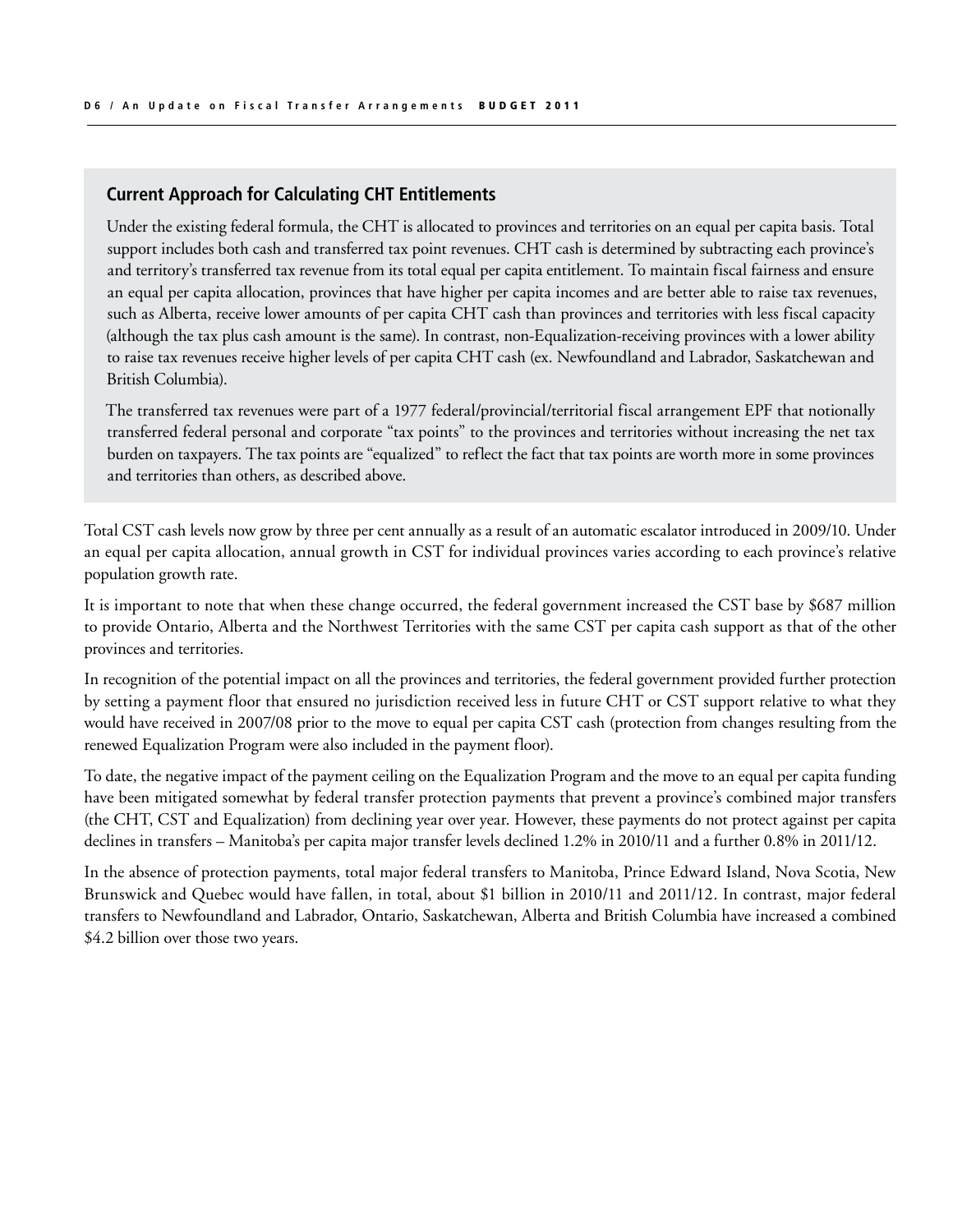### Current Approach for Calculating CHT Entitlements

Under the existing federal formula, the CHT is allocated to provinces and territories on an equal per capita basis. Total support includes both cash and transferred tax point revenues. CHT cash is determined by subtracting each province's and territory's transferred tax revenue from its total equal per capita entitlement. To maintain fiscal fairness and ensure an equal per capita allocation, provinces that have higher per capita incomes and are better able to raise tax revenues, such as Alberta, receive lower amounts of per capita CHT cash than provinces and territories with less fiscal capacity (although the tax plus cash amount is the same). In contrast, non-Equalization-receiving provinces with a lower ability to raise tax revenues receive higher levels of per capita CHT cash (ex. Newfoundland and Labrador, Saskatchewan and British Columbia).

The transferred tax revenues were part of a 1977 federal/provincial/territorial fiscal arrangement EPF that notionally transferred federal personal and corporate "tax points" to the provinces and territories without increasing the net tax burden on taxpayers. The tax points are "equalized" to reflect the fact that tax points are worth more in some provinces and territories than others, as described above.

Total CST cash levels now grow by three per cent annually as a result of an automatic escalator introduced in 2009/10. Under an equal per capita allocation, annual growth in CST for individual provinces varies according to each province's relative population growth rate.

It is important to note that when these change occurred, the federal government increased the CST base by $687 million to provide Ontario, Alberta and the Northwest Territories with the same CST per capita cash support as that of the other provinces and territories.

In recognition of the potential impact on all the provinces and territories, the federal government provided further protection by setting a payment floor that ensured no jurisdiction received less in future CHT or CST support relative to what they would have received in 2007/08 prior to the move to equal per capita CST cash (protection from changes resulting from the renewed Equalization Program were also included in the payment floor).

To date, the negative impact of the payment ceiling on the Equalization Program and the move to an equal per capita funding have been mitigated somewhat by federal transfer protection payments that prevent a province's combined major transfers (the CHT, CST and Equalization) from declining year over year. However, these payments do not protect against per capita declines in transfers – Manitoba's per capita major transfer levels declined 1.2% in 2010/11 and a further 0.8% in 2011/12.

In the absence of protection payments, total major federal transfers to Manitoba, Prince Edward Island, Nova Scotia, New Brunswick and Quebec would have fallen, in total, about $1 billion in 2010/11 and 2011/12. In contrast, major federal transfers to Newfoundland and Labrador, Ontario, Saskatchewan, Alberta and British Columbia have increased a combined $4.2 billion over those two years.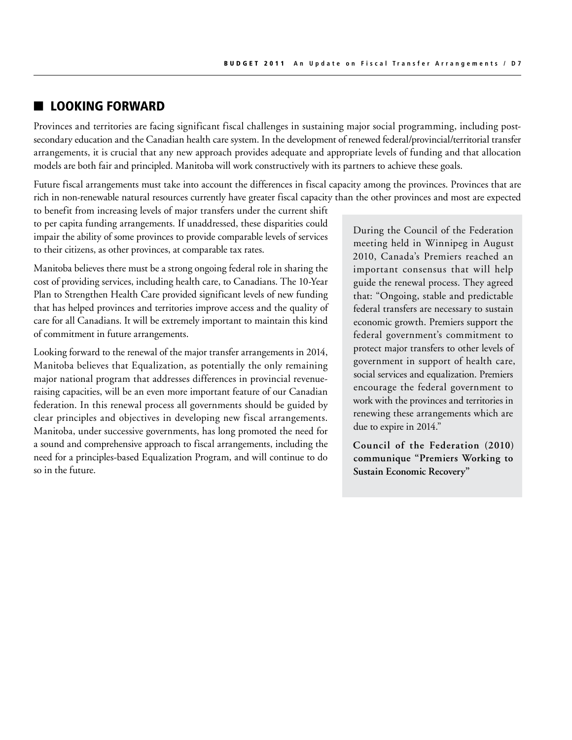## LOOKING FORWARD

Provinces and territories are facing significant fiscal challenges in sustaining major social programming, including post-secondary education and the Canadian health care system. In the development of renewed federal/provincial/territorial transfer arrangements, it is crucial that any new approach provides adequate and appropriate levels of funding and that allocation models are both fair and principled. Manitoba will work constructively with its partners to achieve these goals.

Future fiscal arrangements must take into account the differences in fiscal capacity among the provinces. Provinces that are rich in non-renewable natural resources currently have greater fiscal capacity than the other provinces and most are expected to benefit from increasing levels of major transfers under the current shift to per capita funding arrangements. If unaddressed, these disparities could impair the ability of some provinces to provide comparable levels of services to their citizens, as other provinces, at comparable tax rates.

Manitoba believes there must be a strong ongoing federal role in sharing the cost of providing services, including health care, to Canadians. The 10-Year Plan to Strengthen Health Care provided significant levels of new funding that has helped provinces and territories improve access and the quality of care for all Canadians. It will be extremely important to maintain this kind of commitment in future arrangements.

Looking forward to the renewal of the major transfer arrangements in 2014, Manitoba believes that Equalization, as potentially the only remaining major national program that addresses differences in provincial revenue-raising capacities, will be an even more important feature of our Canadian federation. In this renewal process all governments should be guided by clear principles and objectives in developing new fiscal arrangements. Manitoba, under successive governments, has long promoted the need for a sound and comprehensive approach to fiscal arrangements, including the need for a principles-based Equalization Program, and will continue to do so in the future.

> During the Council of the Federation meeting held in Winnipeg in August 2010, Canada's Premiers reached an important consensus that will help guide the renewal process. They agreed that: "Ongoing, stable and predictable federal transfers are necessary to sustain economic growth. Premiers support the federal government's commitment to protect major transfers to other levels of government in support of health care, social services and equalization. Premiers encourage the federal government to work with the provinces and territories in renewing these arrangements which are due to expire in 2014."
>
> **Council of the Federation (2010) communique "Premiers Working to Sustain Economic Recovery"**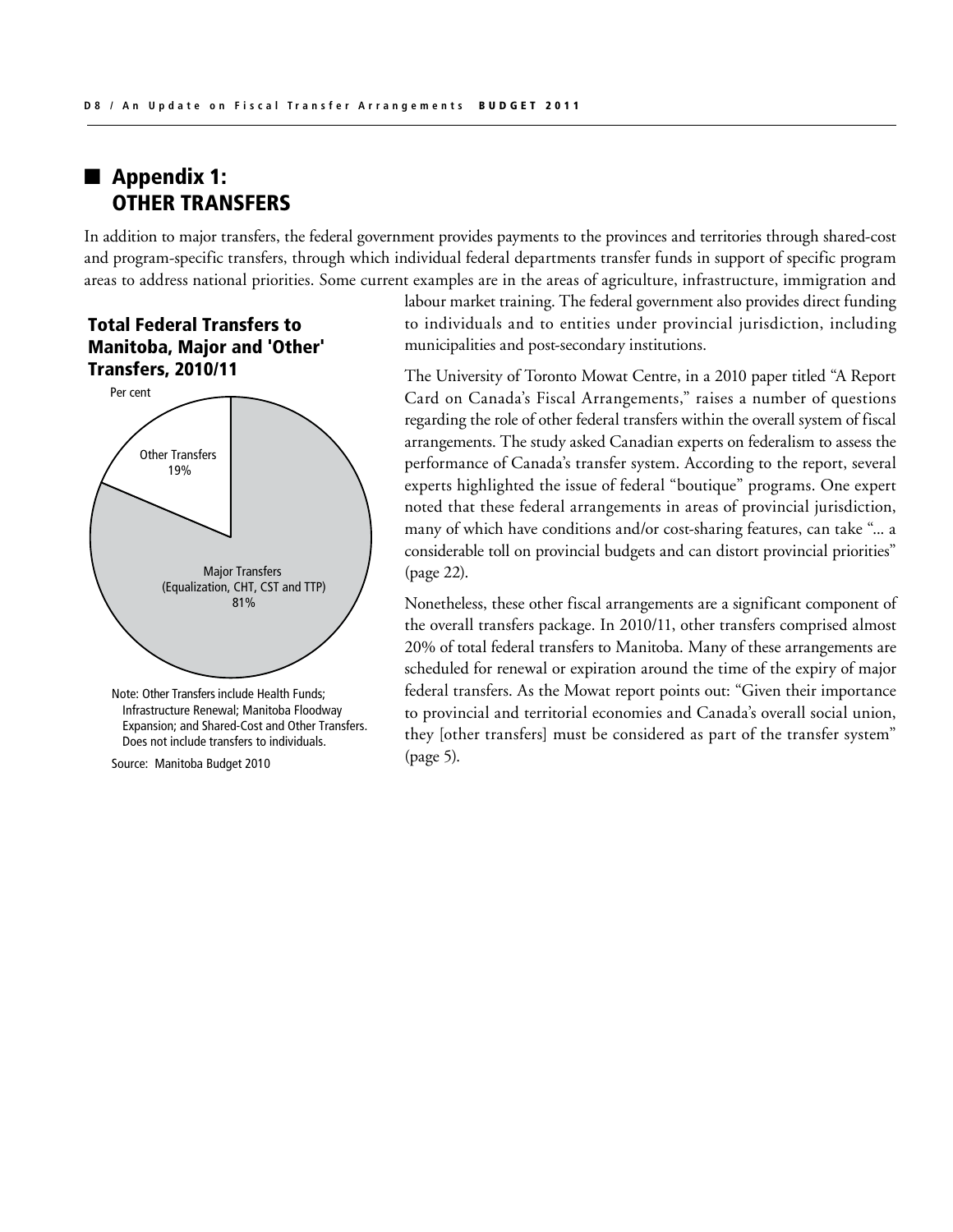## Appendix 1: OTHER TRANSFERS

In addition to major transfers, the federal government provides payments to the provinces and territories through shared-cost and program-specific transfers, through which individual federal departments transfer funds in support of specific program areas to address national priorities. Some current examples are in the areas of agriculture, infrastructure, immigration and labour market training. The federal government also provides direct funding to individuals and to entities under provincial jurisdiction, including municipalities and post-secondary institutions.

**Total Federal Transfers to Manitoba, Major and 'Other' Transfers, 2010/11**

Per cent

Other Transfers 19%

Major Transfers (Equalization, CHT, CST and TTP) 81%

Note: Other Transfers include Health Funds; Infrastructure Renewal; Manitoba Floodway Expansion; and Shared-Cost and Other Transfers. Does not include transfers to individuals.

Source: Manitoba Budget 2010

The University of Toronto Mowat Centre, in a 2010 paper titled "A Report Card on Canada's Fiscal Arrangements," raises a number of questions regarding the role of other federal transfers within the overall system of fiscal arrangements. The study asked Canadian experts on federalism to assess the performance of Canada's transfer system. According to the report, several experts highlighted the issue of federal "boutique" programs. One expert noted that these federal arrangements in areas of provincial jurisdiction, many of which have conditions and/or cost-sharing features, can take "... a considerable toll on provincial budgets and can distort provincial priorities" (page 22).

Nonetheless, these other fiscal arrangements are a significant component of the overall transfers package. In 2010/11, other transfers comprised almost 20% of total federal transfers to Manitoba. Many of these arrangements are scheduled for renewal or expiration around the time of the expiry of major federal transfers. As the Mowat report points out: "Given their importance to provincial and territorial economies and Canada's overall social union, they [other transfers] must be considered as part of the transfer system" (page 5).